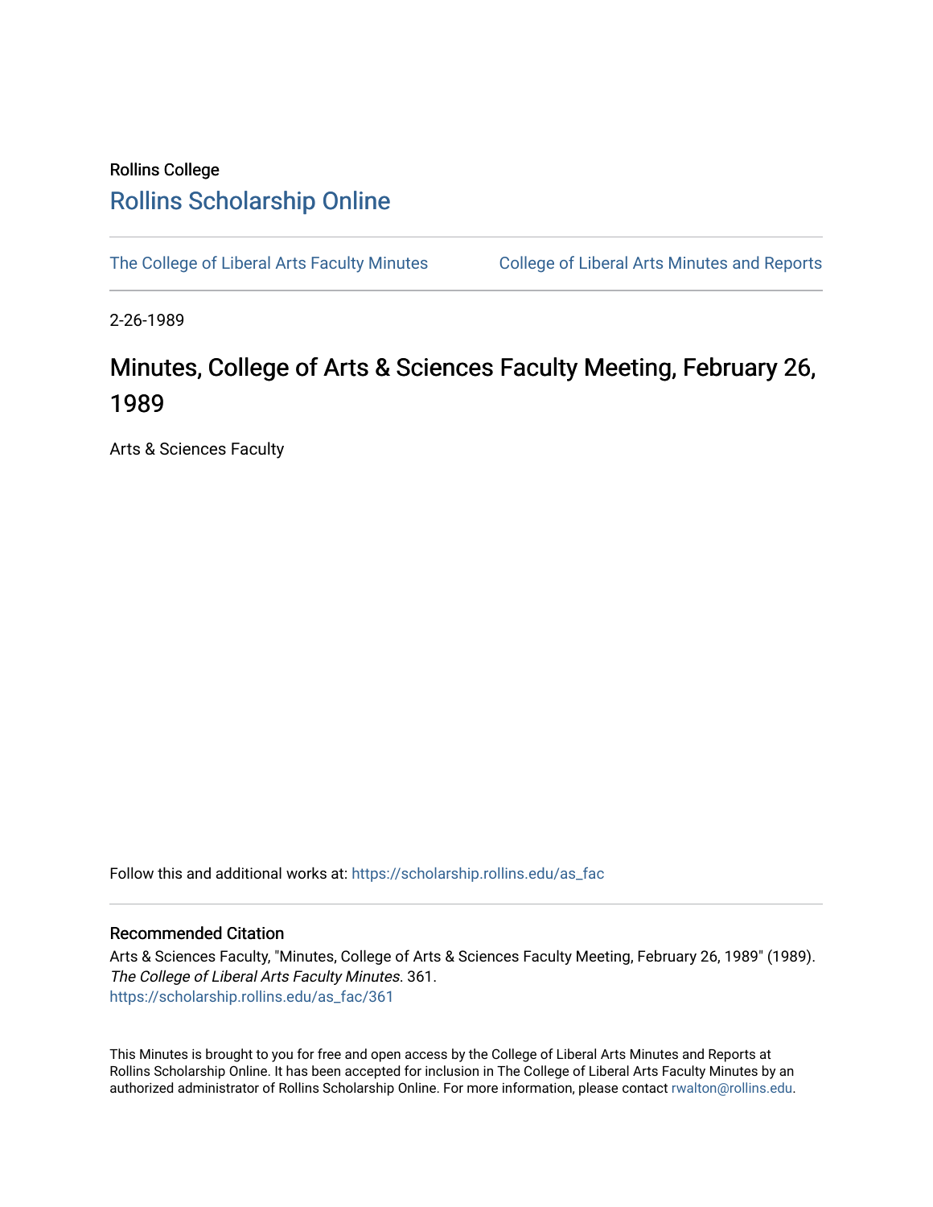Rollins College

# Rollins Scholarship Online

The College of Liberal Arts Faculty Minutes

College of Liberal Arts Minutes and Reports

2-26-1989

# Minutes, College of Arts & Sciences Faculty Meeting, February 26, 1989

Arts & Sciences Faculty

Follow this and additional works at: https://scholarship.rollins.edu/as_fac

## Recommended Citation

Arts & Sciences Faculty, "Minutes, College of Arts & Sciences Faculty Meeting, February 26, 1989" (1989). *The College of Liberal Arts Faculty Minutes*. 361.
https://scholarship.rollins.edu/as_fac/361

This Minutes is brought to you for free and open access by the College of Liberal Arts Minutes and Reports at Rollins Scholarship Online. It has been accepted for inclusion in The College of Liberal Arts Faculty Minutes by an authorized administrator of Rollins Scholarship Online. For more information, please contact rwalton@rollins.edu.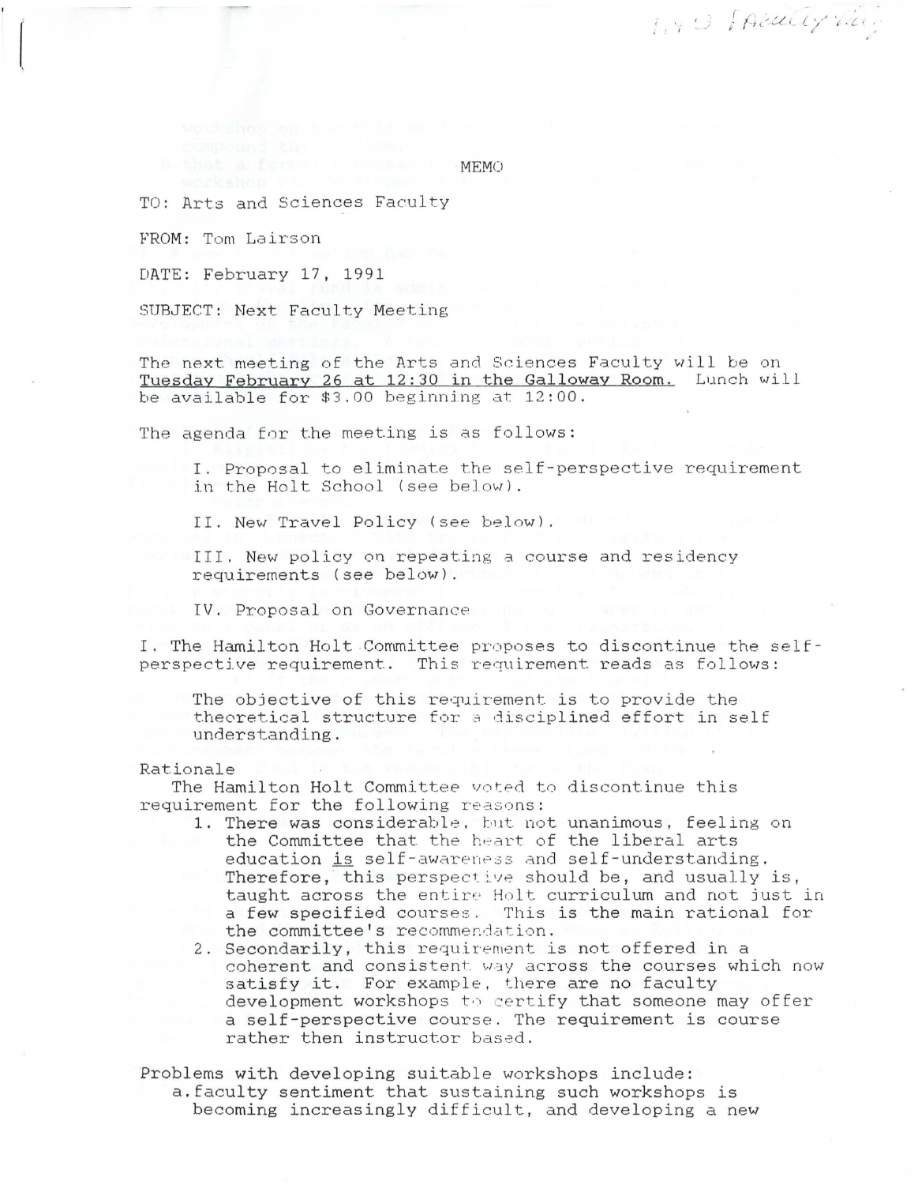MEMO

TO: Arts and Sciences Faculty

FROM: Tom Lairson

DATE: February 17, 1991

SUBJECT: Next Faculty Meeting

The next meeting of the Arts and Sciences Faculty will be on Tuesday February 26 at 12:30 in the Galloway Room. Lunch will be available for $3.00 beginning at 12:00.

The agenda for the meeting is as follows:

I. Proposal to eliminate the self-perspective requirement in the Holt School (see below).

II. New Travel Policy (see below).

III. New policy on repeating a course and residency requirements (see below).

IV. Proposal on Governance

I. The Hamilton Holt Committee proposes to discontinue the self-perspective requirement. This requirement reads as follows:

> The objective of this requirement is to provide the theoretical structure for a disciplined effort in self understanding.

Rationale

The Hamilton Holt Committee voted to discontinue this requirement for the following reasons:

1. There was considerable, but not unanimous, feeling on the Committee that the heart of the liberal arts education is self-awareness and self-understanding. Therefore, this perspective should be, and usually is, taught across the entire Holt curriculum and not just in a few specified courses. This is the main rational for the committee's recommendation.
2. Secondarily, this requirement is not offered in a coherent and consistent way across the courses which now satisfy it. For example, there are no faculty development workshops to certify that someone may offer a self-perspective course. The requirement is course rather then instructor based.

Problems with developing suitable workshops include:

a. faculty sentiment that sustaining such workshops is becoming increasingly difficult, and developing a new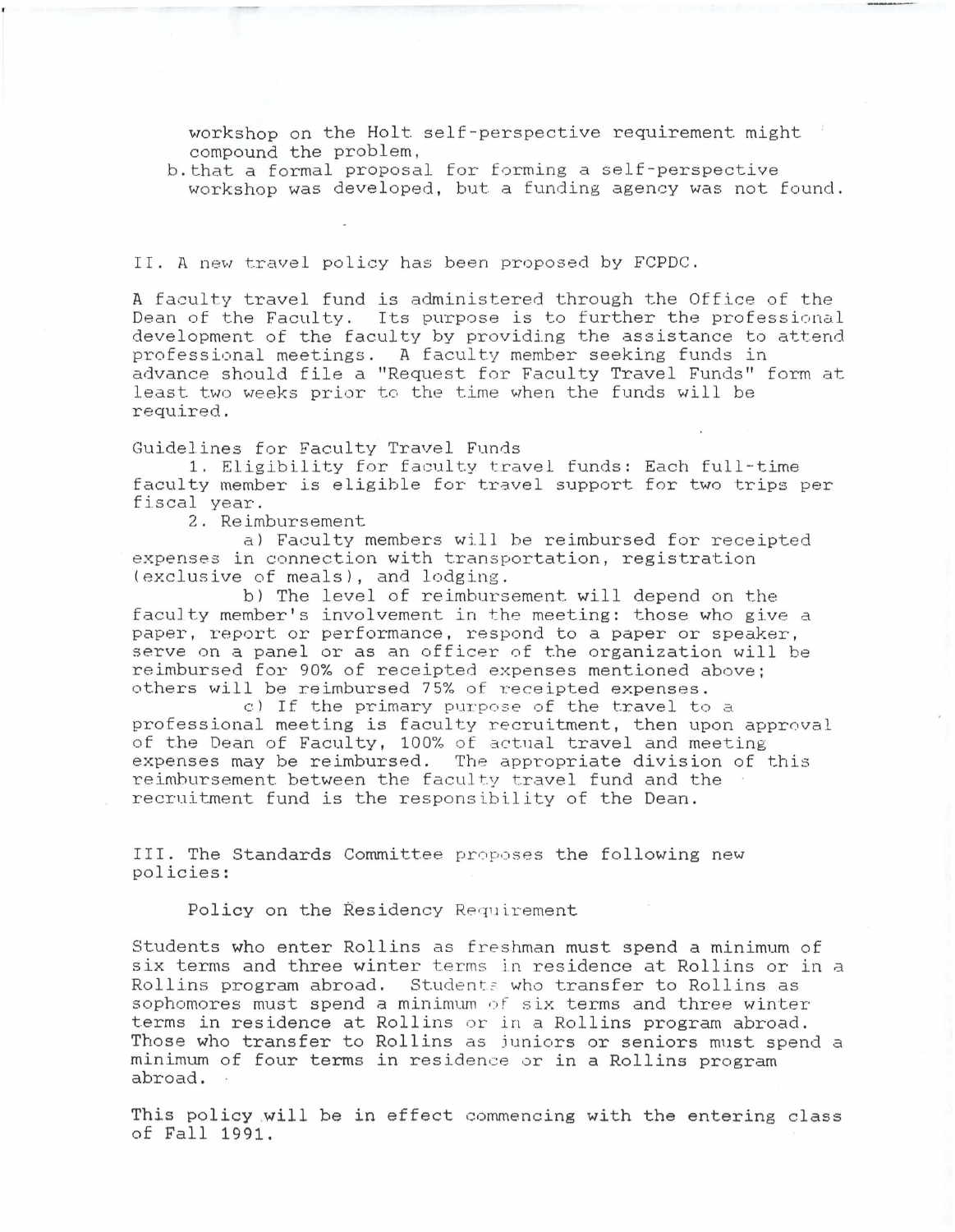workshop on the Holt self-perspective requirement might compound the problem,

b. that a formal proposal for forming a self-perspective workshop was developed, but a funding agency was not found.

II. A new travel policy has been proposed by FCPDC.

A faculty travel fund is administered through the Office of the Dean of the Faculty. Its purpose is to further the professional development of the faculty by providing the assistance to attend professional meetings. A faculty member seeking funds in advance should file a "Request for Faculty Travel Funds" form at least two weeks prior to the time when the funds will be required.

Guidelines for Faculty Travel Funds

1. Eligibility for faculty travel funds: Each full-time faculty member is eligible for travel support for two trips per fiscal year.

2. Reimbursement

   a) Faculty members will be reimbursed for receipted expenses in connection with transportation, registration (exclusive of meals), and lodging.

   b) The level of reimbursement will depend on the faculty member's involvement in the meeting: those who give a paper, report or performance, respond to a paper or speaker, serve on a panel or as an officer of the organization will be reimbursed for 90% of receipted expenses mentioned above; others will be reimbursed 75% of receipted expenses.

   c) If the primary purpose of the travel to a professional meeting is faculty recruitment, then upon approval of the Dean of Faculty, 100% of actual travel and meeting expenses may be reimbursed. The appropriate division of this reimbursement between the faculty travel fund and the recruitment fund is the responsibility of the Dean.

III. The Standards Committee proposes the following new policies:

Policy on the Residency Requirement

Students who enter Rollins as freshman must spend a minimum of six terms and three winter terms in residence at Rollins or in a Rollins program abroad. Students who transfer to Rollins as sophomores must spend a minimum of six terms and three winter terms in residence at Rollins or in a Rollins program abroad. Those who transfer to Rollins as juniors or seniors must spend a minimum of four terms in residence or in a Rollins program abroad.

This policy will be in effect commencing with the entering class of Fall 1991.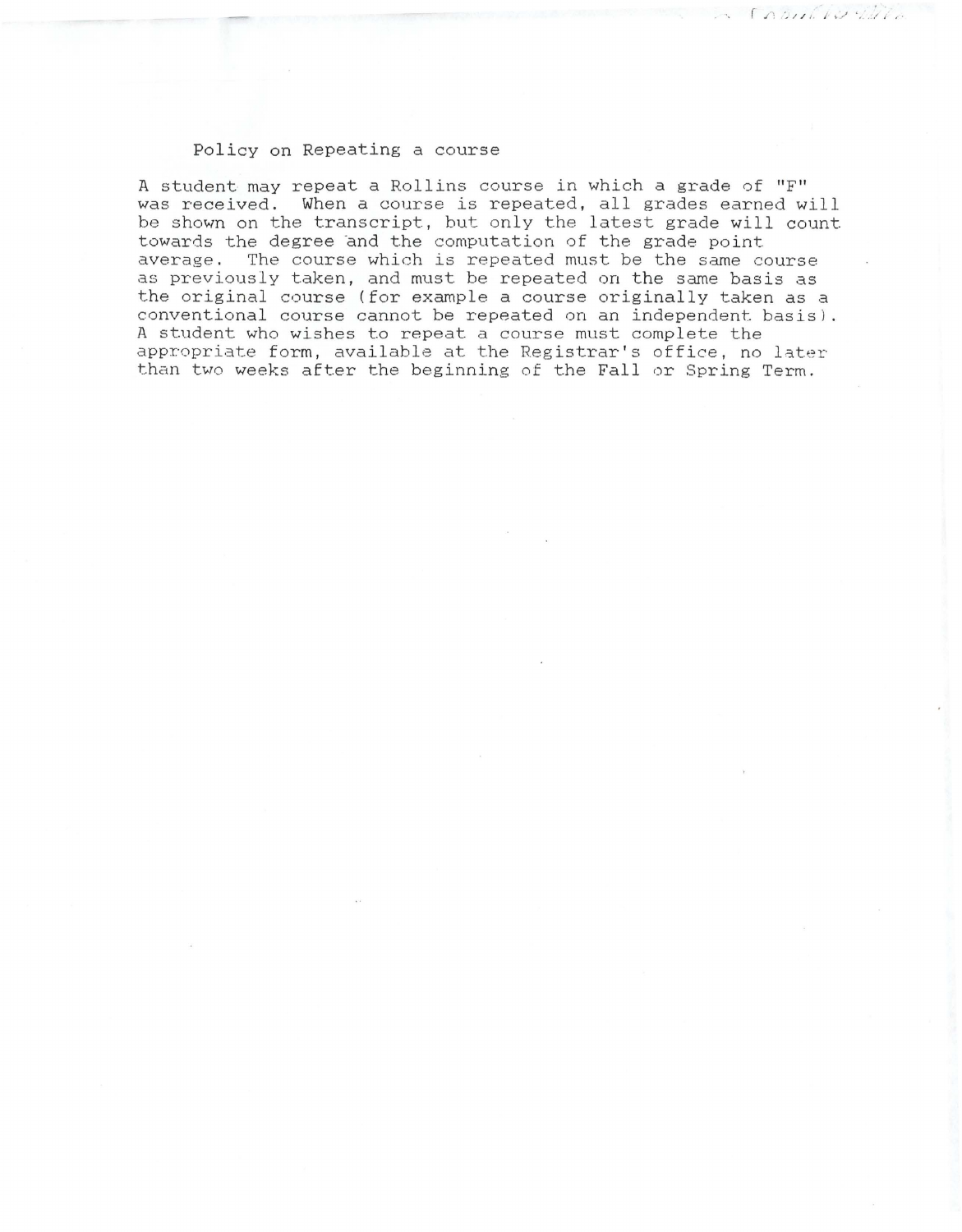## Policy on Repeating a course

A student may repeat a Rollins course in which a grade of "F" was received. When a course is repeated, all grades earned will be shown on the transcript, but only the latest grade will count towards the degree and the computation of the grade point average. The course which is repeated must be the same course as previously taken, and must be repeated on the same basis as the original course (for example a course originally taken as a conventional course cannot be repeated on an independent basis). A student who wishes to repeat a course must complete the appropriate form, available at the Registrar's office, no later than two weeks after the beginning of the Fall or Spring Term.